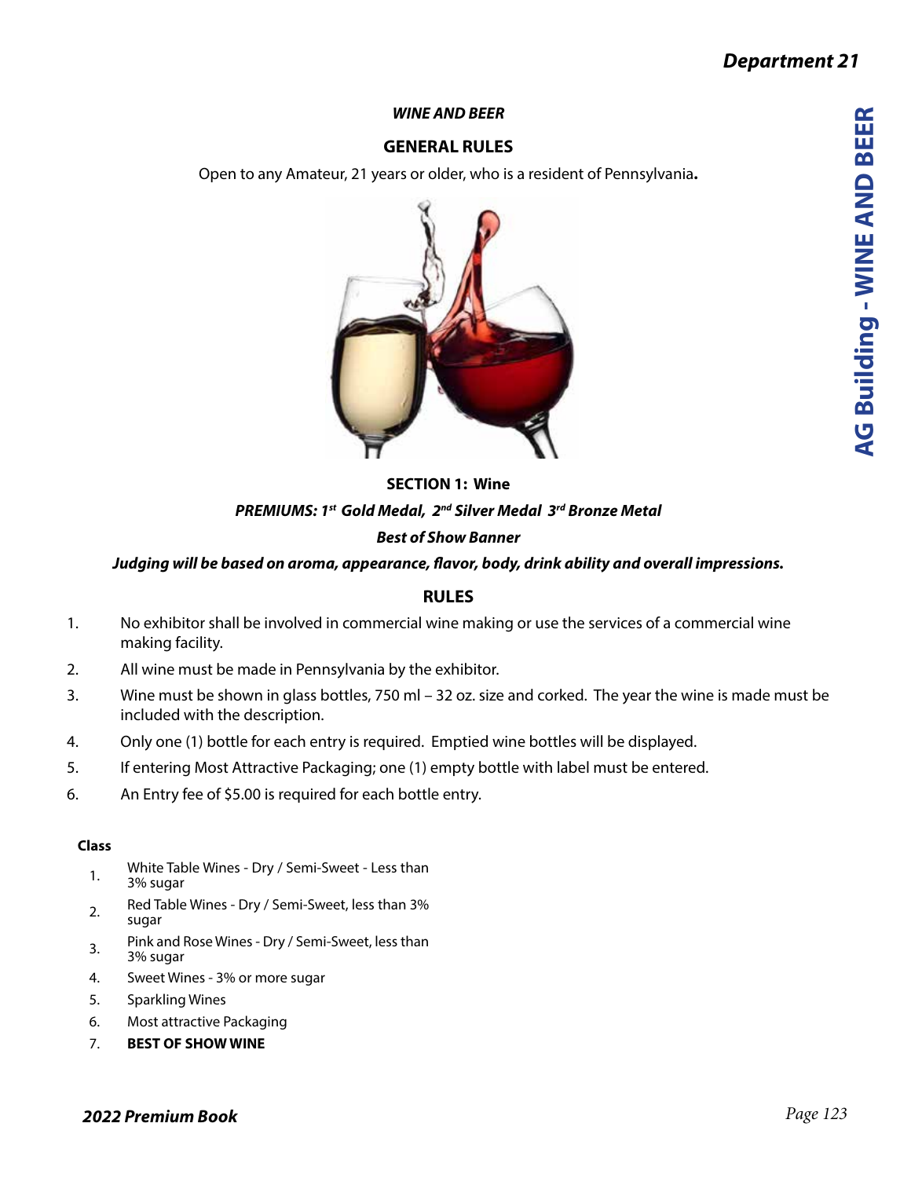# Department 21

### *WINE AND BEER*

## GENERAL RULES

Open to any Amateur, 21 years or older, who is a resident of Pennsylvania**.**

### SECTION 1: Wine

***PREMIUMS: 1st Gold Medal, 2nd Silver Medal 3rd Bronze Metal***

***Best of Show Banner***

***Judging will be based on aroma, appearance, flavor, body, drink ability and overall impressions.***

### RULES

1. No exhibitor shall be involved in commercial wine making or use the services of a commercial wine making facility.
2. All wine must be made in Pennsylvania by the exhibitor.
3. Wine must be shown in glass bottles, 750 ml – 32 oz. size and corked. The year the wine is made must be included with the description.
4. Only one (1) bottle for each entry is required. Emptied wine bottles will be displayed.
5. If entering Most Attractive Packaging; one (1) empty bottle with label must be entered.
6. An Entry fee of $5.00 is required for each bottle entry.

**Class**

1. White Table Wines - Dry / Semi-Sweet - Less than 3% sugar
2. Red Table Wines - Dry / Semi-Sweet, less than 3% sugar
3. Pink and Rose Wines - Dry / Semi-Sweet, less than 3% sugar
4. Sweet Wines - 3% or more sugar
5. Sparkling Wines
6. Most attractive Packaging
7. **BEST OF SHOW WINE**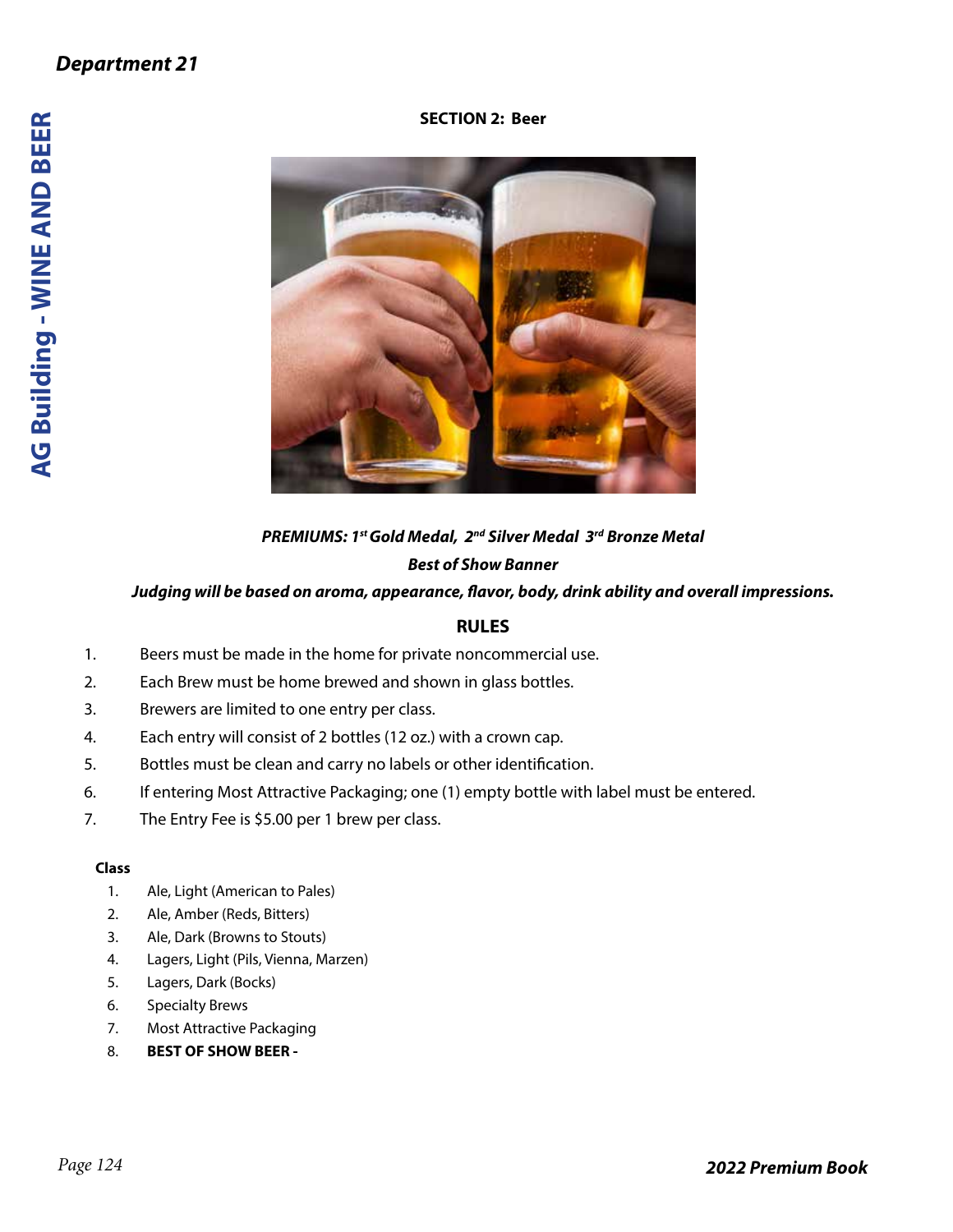## Department 21

### SECTION 2: Beer

***PREMIUMS: 1st Gold Medal, 2nd Silver Medal 3rd Bronze Metal***

***Best of Show Banner***

***Judging will be based on aroma, appearance, flavor, body, drink ability and overall impressions.***

### RULES

1. Beers must be made in the home for private noncommercial use.
2. Each Brew must be home brewed and shown in glass bottles.
3. Brewers are limited to one entry per class.
4. Each entry will consist of 2 bottles (12 oz.) with a crown cap.
5. Bottles must be clean and carry no labels or other identification.
6. If entering Most Attractive Packaging; one (1) empty bottle with label must be entered.
7. The Entry Fee is $5.00 per 1 brew per class.

**Class**

1. Ale, Light (American to Pales)
2. Ale, Amber (Reds, Bitters)
3. Ale, Dark (Browns to Stouts)
4. Lagers, Light (Pils, Vienna, Marzen)
5. Lagers, Dark (Bocks)
6. Specialty Brews
7. Most Attractive Packaging
8. **BEST OF SHOW BEER -**